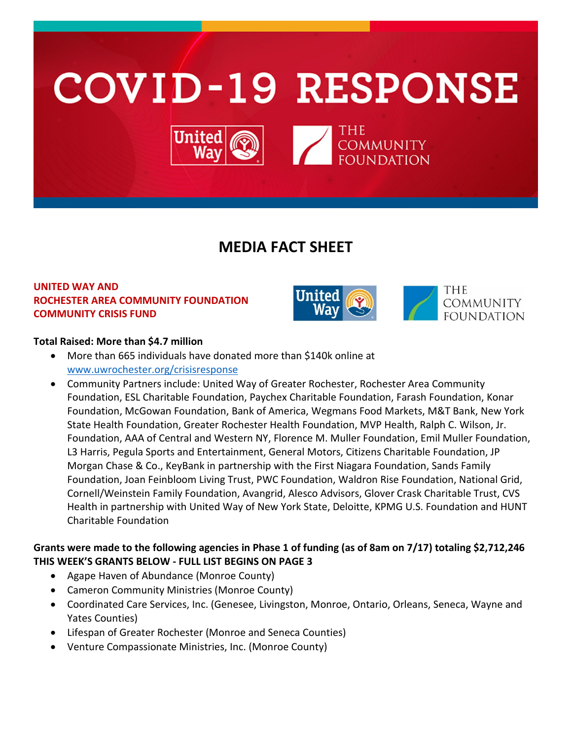# COVID-19 RESPONSE

## MEDIA FACT SHEET

**UNITED WAY AND ROCHESTER AREA COMMUNITY FOUNDATION COMMUNITY CRISIS FUND**

**Total Raised: More than $4.7 million**

- More than 665 individuals have donated more than $140k online at www.uwrochester.org/crisisresponse
- Community Partners include: United Way of Greater Rochester, Rochester Area Community Foundation, ESL Charitable Foundation, Paychex Charitable Foundation, Farash Foundation, Konar Foundation, McGowan Foundation, Bank of America, Wegmans Food Markets, M&T Bank, New York State Health Foundation, Greater Rochester Health Foundation, MVP Health, Ralph C. Wilson, Jr. Foundation, AAA of Central and Western NY, Florence M. Muller Foundation, Emil Muller Foundation, L3 Harris, Pegula Sports and Entertainment, General Motors, Citizens Charitable Foundation, JP Morgan Chase & Co., KeyBank in partnership with the First Niagara Foundation, Sands Family Foundation, Joan Feinbloom Living Trust, PWC Foundation, Waldron Rise Foundation, National Grid, Cornell/Weinstein Family Foundation, Avangrid, Alesco Advisors, Glover Crask Charitable Trust, CVS Health in partnership with United Way of New York State, Deloitte, KPMG U.S. Foundation and HUNT Charitable Foundation

**Grants were made to the following agencies in Phase 1 of funding (as of 8am on 7/17) totaling $2,712,246**
**THIS WEEK'S GRANTS BELOW - FULL LIST BEGINS ON PAGE 3**

- Agape Haven of Abundance (Monroe County)
- Cameron Community Ministries (Monroe County)
- Coordinated Care Services, Inc. (Genesee, Livingston, Monroe, Ontario, Orleans, Seneca, Wayne and Yates Counties)
- Lifespan of Greater Rochester (Monroe and Seneca Counties)
- Venture Compassionate Ministries, Inc. (Monroe County)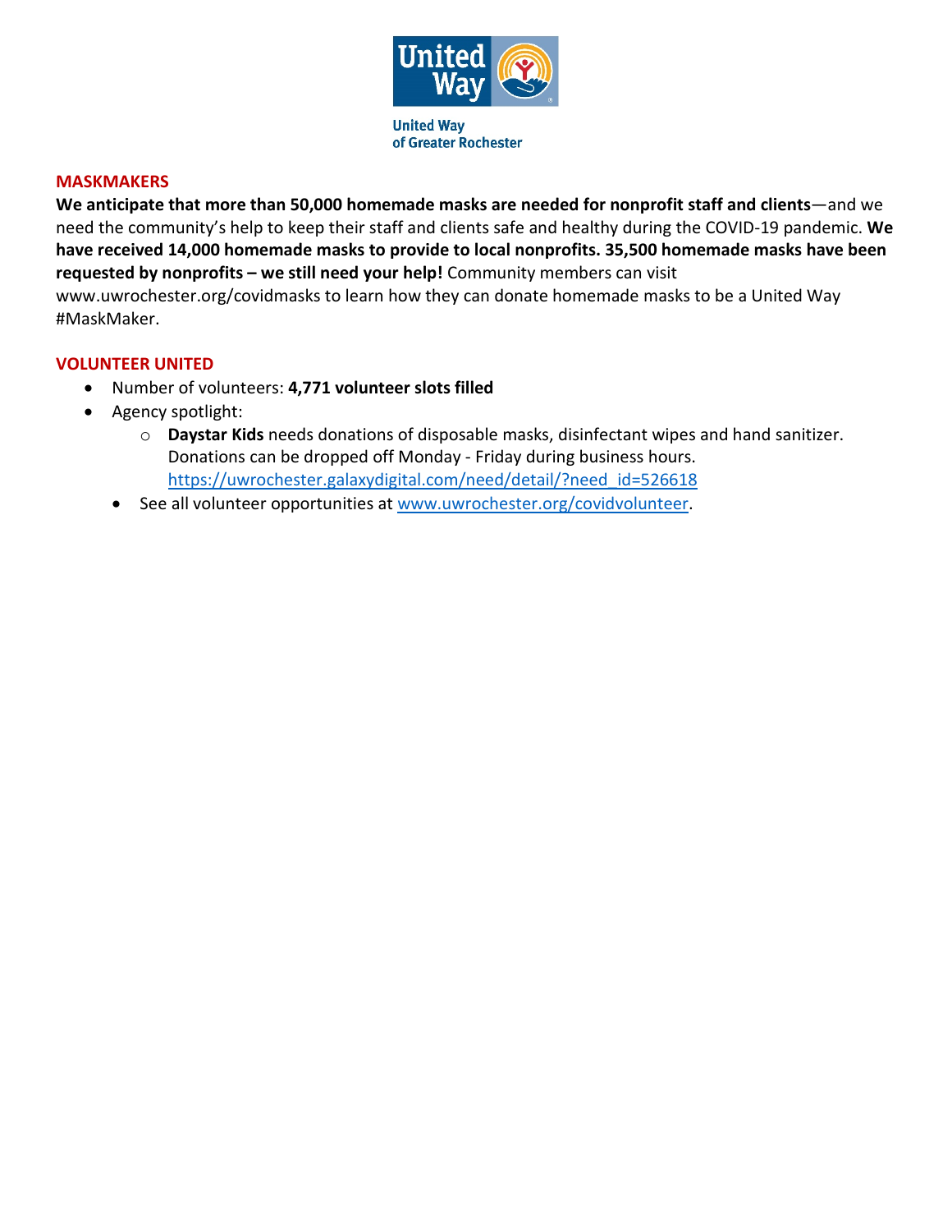United Way of Greater Rochester

## MASKMAKERS

**We anticipate that more than 50,000 homemade masks are needed for nonprofit staff and clients**—and we need the community's help to keep their staff and clients safe and healthy during the COVID-19 pandemic. **We have received 14,000 homemade masks to provide to local nonprofits. 35,500 homemade masks have been requested by nonprofits – we still need your help!** Community members can visit www.uwrochester.org/covidmasks to learn how they can donate homemade masks to be a United Way #MaskMaker.

## VOLUNTEER UNITED

- Number of volunteers: **4,771 volunteer slots filled**
- Agency spotlight:
  - **Daystar Kids** needs donations of disposable masks, disinfectant wipes and hand sanitizer. Donations can be dropped off Monday - Friday during business hours. https://uwrochester.galaxydigital.com/need/detail/?need_id=526618
- See all volunteer opportunities at www.uwrochester.org/covidvolunteer.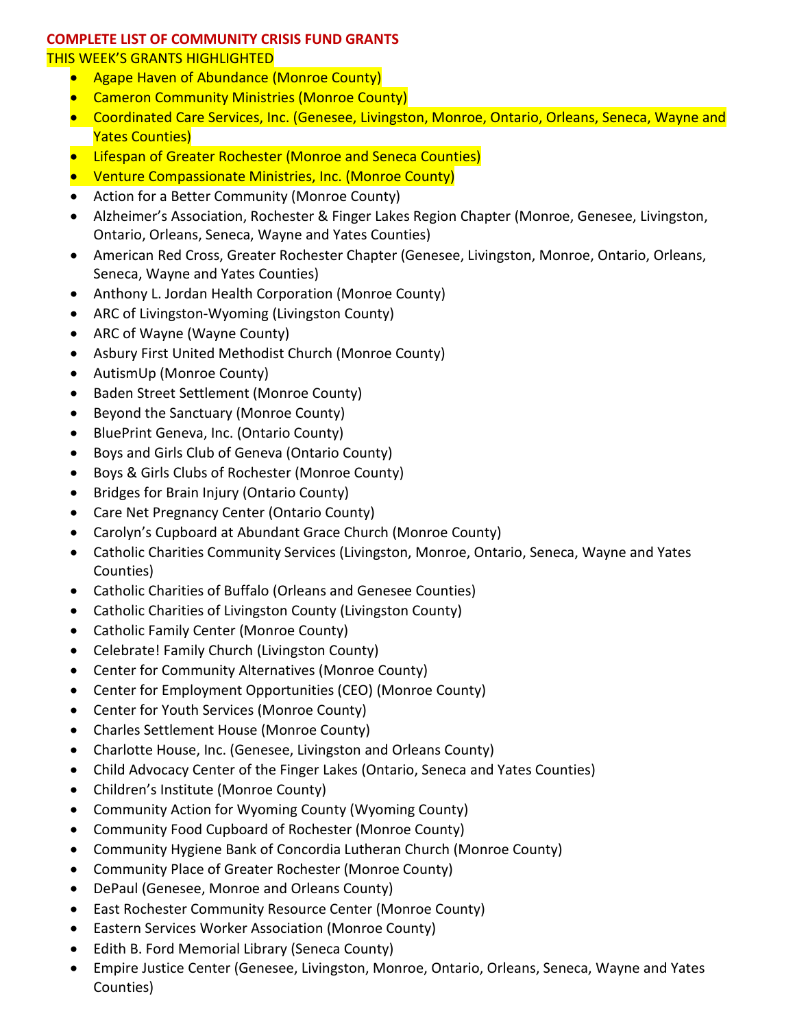**COMPLETE LIST OF COMMUNITY CRISIS FUND GRANTS**

THIS WEEK'S GRANTS HIGHLIGHTED

- Agape Haven of Abundance (Monroe County)
- Cameron Community Ministries (Monroe County)
- Coordinated Care Services, Inc. (Genesee, Livingston, Monroe, Ontario, Orleans, Seneca, Wayne and Yates Counties)
- Lifespan of Greater Rochester (Monroe and Seneca Counties)
- Venture Compassionate Ministries, Inc. (Monroe County)
- Action for a Better Community (Monroe County)
- Alzheimer's Association, Rochester & Finger Lakes Region Chapter (Monroe, Genesee, Livingston, Ontario, Orleans, Seneca, Wayne and Yates Counties)
- American Red Cross, Greater Rochester Chapter (Genesee, Livingston, Monroe, Ontario, Orleans, Seneca, Wayne and Yates Counties)
- Anthony L. Jordan Health Corporation (Monroe County)
- ARC of Livingston-Wyoming (Livingston County)
- ARC of Wayne (Wayne County)
- Asbury First United Methodist Church (Monroe County)
- AutismUp (Monroe County)
- Baden Street Settlement (Monroe County)
- Beyond the Sanctuary (Monroe County)
- BluePrint Geneva, Inc. (Ontario County)
- Boys and Girls Club of Geneva (Ontario County)
- Boys & Girls Clubs of Rochester (Monroe County)
- Bridges for Brain Injury (Ontario County)
- Care Net Pregnancy Center (Ontario County)
- Carolyn's Cupboard at Abundant Grace Church (Monroe County)
- Catholic Charities Community Services (Livingston, Monroe, Ontario, Seneca, Wayne and Yates Counties)
- Catholic Charities of Buffalo (Orleans and Genesee Counties)
- Catholic Charities of Livingston County (Livingston County)
- Catholic Family Center (Monroe County)
- Celebrate! Family Church (Livingston County)
- Center for Community Alternatives (Monroe County)
- Center for Employment Opportunities (CEO) (Monroe County)
- Center for Youth Services (Monroe County)
- Charles Settlement House (Monroe County)
- Charlotte House, Inc. (Genesee, Livingston and Orleans County)
- Child Advocacy Center of the Finger Lakes (Ontario, Seneca and Yates Counties)
- Children's Institute (Monroe County)
- Community Action for Wyoming County (Wyoming County)
- Community Food Cupboard of Rochester (Monroe County)
- Community Hygiene Bank of Concordia Lutheran Church (Monroe County)
- Community Place of Greater Rochester (Monroe County)
- DePaul (Genesee, Monroe and Orleans County)
- East Rochester Community Resource Center (Monroe County)
- Eastern Services Worker Association (Monroe County)
- Edith B. Ford Memorial Library (Seneca County)
- Empire Justice Center (Genesee, Livingston, Monroe, Ontario, Orleans, Seneca, Wayne and Yates Counties)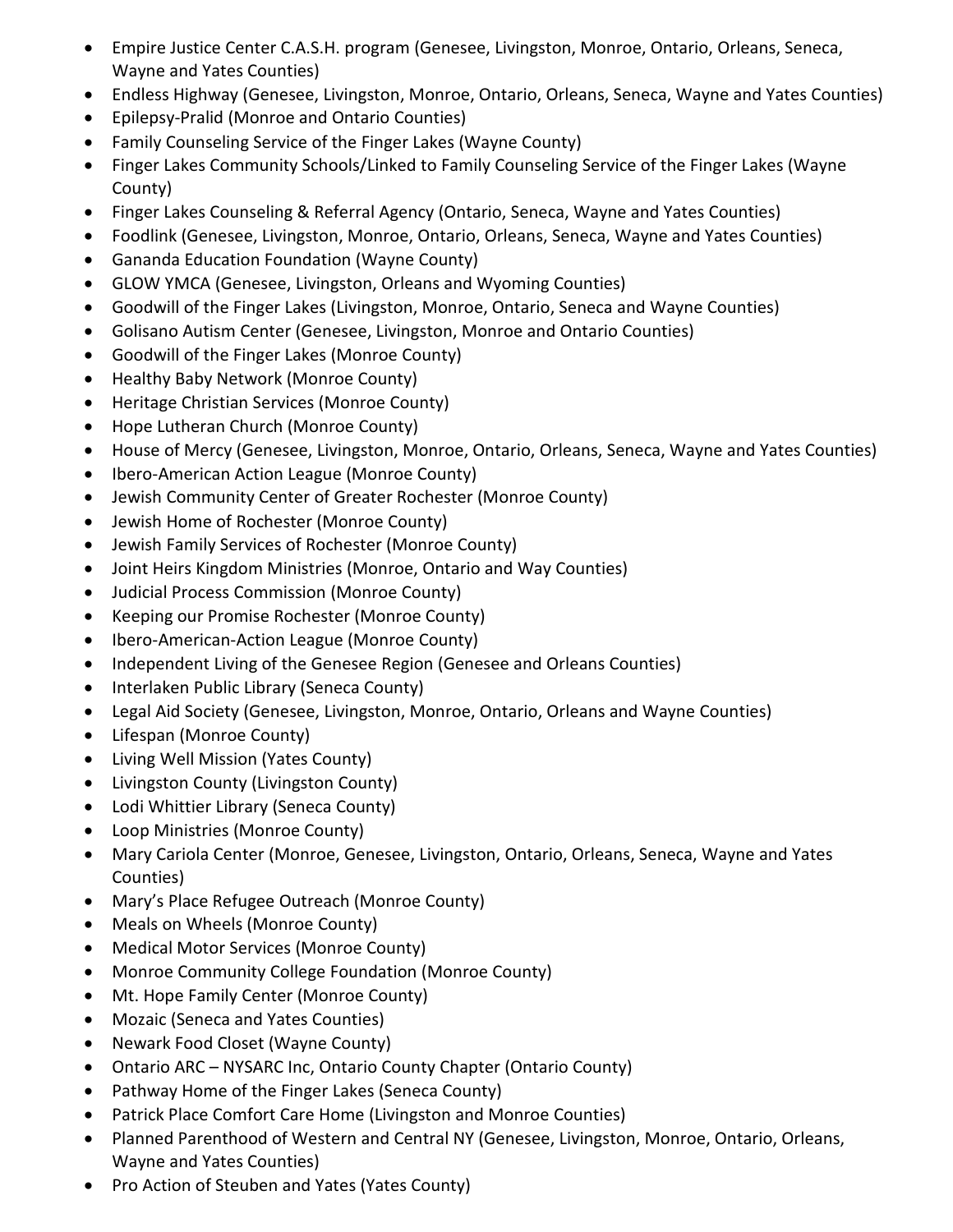- Empire Justice Center C.A.S.H. program (Genesee, Livingston, Monroe, Ontario, Orleans, Seneca, Wayne and Yates Counties)
- Endless Highway (Genesee, Livingston, Monroe, Ontario, Orleans, Seneca, Wayne and Yates Counties)
- Epilepsy-Pralid (Monroe and Ontario Counties)
- Family Counseling Service of the Finger Lakes (Wayne County)
- Finger Lakes Community Schools/Linked to Family Counseling Service of the Finger Lakes (Wayne County)
- Finger Lakes Counseling & Referral Agency (Ontario, Seneca, Wayne and Yates Counties)
- Foodlink (Genesee, Livingston, Monroe, Ontario, Orleans, Seneca, Wayne and Yates Counties)
- Gananda Education Foundation (Wayne County)
- GLOW YMCA (Genesee, Livingston, Orleans and Wyoming Counties)
- Goodwill of the Finger Lakes (Livingston, Monroe, Ontario, Seneca and Wayne Counties)
- Golisano Autism Center (Genesee, Livingston, Monroe and Ontario Counties)
- Goodwill of the Finger Lakes (Monroe County)
- Healthy Baby Network (Monroe County)
- Heritage Christian Services (Monroe County)
- Hope Lutheran Church (Monroe County)
- House of Mercy (Genesee, Livingston, Monroe, Ontario, Orleans, Seneca, Wayne and Yates Counties)
- Ibero-American Action League (Monroe County)
- Jewish Community Center of Greater Rochester (Monroe County)
- Jewish Home of Rochester (Monroe County)
- Jewish Family Services of Rochester (Monroe County)
- Joint Heirs Kingdom Ministries (Monroe, Ontario and Way Counties)
- Judicial Process Commission (Monroe County)
- Keeping our Promise Rochester (Monroe County)
- Ibero-American-Action League (Monroe County)
- Independent Living of the Genesee Region (Genesee and Orleans Counties)
- Interlaken Public Library (Seneca County)
- Legal Aid Society (Genesee, Livingston, Monroe, Ontario, Orleans and Wayne Counties)
- Lifespan (Monroe County)
- Living Well Mission (Yates County)
- Livingston County (Livingston County)
- Lodi Whittier Library (Seneca County)
- Loop Ministries (Monroe County)
- Mary Cariola Center (Monroe, Genesee, Livingston, Ontario, Orleans, Seneca, Wayne and Yates Counties)
- Mary's Place Refugee Outreach (Monroe County)
- Meals on Wheels (Monroe County)
- Medical Motor Services (Monroe County)
- Monroe Community College Foundation (Monroe County)
- Mt. Hope Family Center (Monroe County)
- Mozaic (Seneca and Yates Counties)
- Newark Food Closet (Wayne County)
- Ontario ARC – NYSARC Inc, Ontario County Chapter (Ontario County)
- Pathway Home of the Finger Lakes (Seneca County)
- Patrick Place Comfort Care Home (Livingston and Monroe Counties)
- Planned Parenthood of Western and Central NY (Genesee, Livingston, Monroe, Ontario, Orleans, Wayne and Yates Counties)
- Pro Action of Steuben and Yates (Yates County)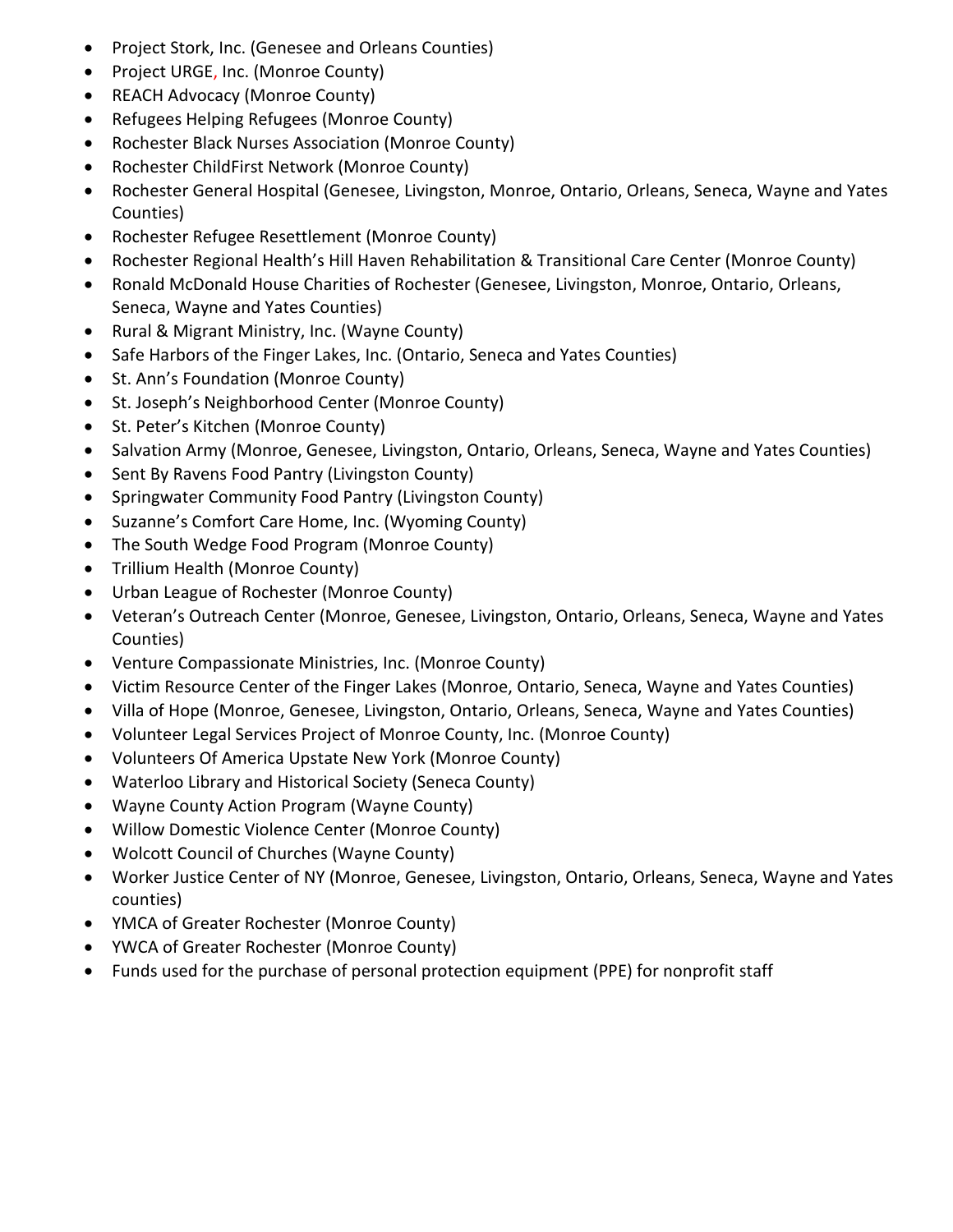- Project Stork, Inc. (Genesee and Orleans Counties)
- Project URGE, Inc. (Monroe County)
- REACH Advocacy (Monroe County)
- Refugees Helping Refugees (Monroe County)
- Rochester Black Nurses Association (Monroe County)
- Rochester ChildFirst Network (Monroe County)
- Rochester General Hospital (Genesee, Livingston, Monroe, Ontario, Orleans, Seneca, Wayne and Yates Counties)
- Rochester Refugee Resettlement (Monroe County)
- Rochester Regional Health's Hill Haven Rehabilitation & Transitional Care Center (Monroe County)
- Ronald McDonald House Charities of Rochester (Genesee, Livingston, Monroe, Ontario, Orleans, Seneca, Wayne and Yates Counties)
- Rural & Migrant Ministry, Inc. (Wayne County)
- Safe Harbors of the Finger Lakes, Inc. (Ontario, Seneca and Yates Counties)
- St. Ann's Foundation (Monroe County)
- St. Joseph's Neighborhood Center (Monroe County)
- St. Peter's Kitchen (Monroe County)
- Salvation Army (Monroe, Genesee, Livingston, Ontario, Orleans, Seneca, Wayne and Yates Counties)
- Sent By Ravens Food Pantry (Livingston County)
- Springwater Community Food Pantry (Livingston County)
- Suzanne's Comfort Care Home, Inc. (Wyoming County)
- The South Wedge Food Program (Monroe County)
- Trillium Health (Monroe County)
- Urban League of Rochester (Monroe County)
- Veteran's Outreach Center (Monroe, Genesee, Livingston, Ontario, Orleans, Seneca, Wayne and Yates Counties)
- Venture Compassionate Ministries, Inc. (Monroe County)
- Victim Resource Center of the Finger Lakes (Monroe, Ontario, Seneca, Wayne and Yates Counties)
- Villa of Hope (Monroe, Genesee, Livingston, Ontario, Orleans, Seneca, Wayne and Yates Counties)
- Volunteer Legal Services Project of Monroe County, Inc. (Monroe County)
- Volunteers Of America Upstate New York (Monroe County)
- Waterloo Library and Historical Society (Seneca County)
- Wayne County Action Program (Wayne County)
- Willow Domestic Violence Center (Monroe County)
- Wolcott Council of Churches (Wayne County)
- Worker Justice Center of NY (Monroe, Genesee, Livingston, Ontario, Orleans, Seneca, Wayne and Yates counties)
- YMCA of Greater Rochester (Monroe County)
- YWCA of Greater Rochester (Monroe County)
- Funds used for the purchase of personal protection equipment (PPE) for nonprofit staff